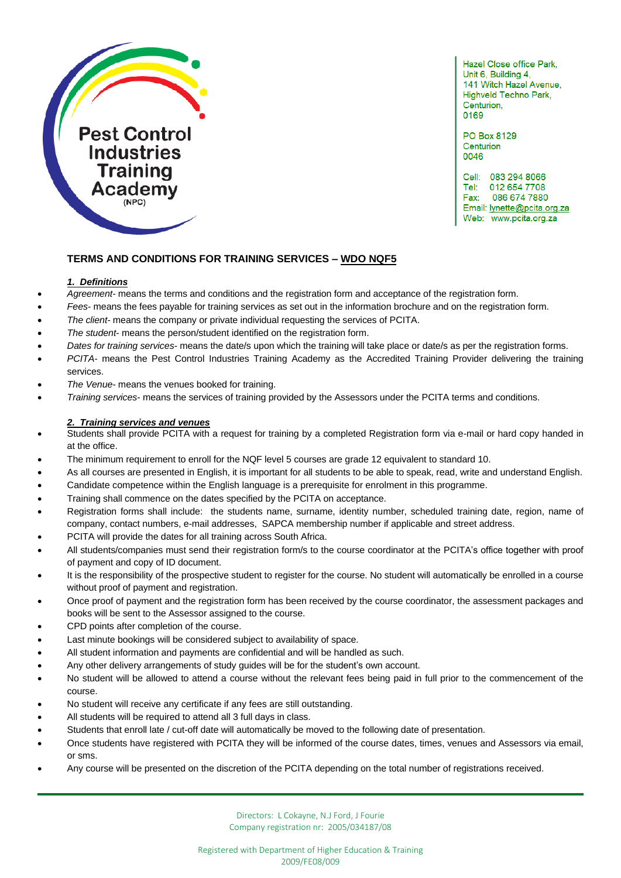Pest Control Industries Training Academy (NPC)

Hazel Close office Park,
Unit 6, Building 4,
141 Witch Hazel Avenue,
Highveld Techno Park,
Centurion,
0169

PO Box 8129
Centurion
0046

Cell: 083 294 8066
Tel: 012 654 7708
Fax: 086 674 7880
Email: lynette@pcita.org.za
Web: www.pcita.org.za

## TERMS AND CONDITIONS FOR TRAINING SERVICES – WDO NQF5

### *1. Definitions*

- *Agreement*- means the terms and conditions and the registration form and acceptance of the registration form.
- *Fees*- means the fees payable for training services as set out in the information brochure and on the registration form.
- *The client*- means the company or private individual requesting the services of PCITA.
- *The student*- means the person/student identified on the registration form.
- *Dates for training services*- means the date/s upon which the training will take place or date/s as per the registration forms.
- *PCITA*- means the Pest Control Industries Training Academy as the Accredited Training Provider delivering the training services.
- *The Venue*- means the venues booked for training.
- *Training services*- means the services of training provided by the Assessors under the PCITA terms and conditions.

### *2. Training services and venues*

- Students shall provide PCITA with a request for training by a completed Registration form via e-mail or hard copy handed in at the office.
- The minimum requirement to enroll for the NQF level 5 courses are grade 12 equivalent to standard 10.
- As all courses are presented in English, it is important for all students to be able to speak, read, write and understand English.
- Candidate competence within the English language is a prerequisite for enrolment in this programme.
- Training shall commence on the dates specified by the PCITA on acceptance.
- Registration forms shall include: the students name, surname, identity number, scheduled training date, region, name of company, contact numbers, e-mail addresses, SAPCA membership number if applicable and street address.
- PCITA will provide the dates for all training across South Africa.
- All students/companies must send their registration form/s to the course coordinator at the PCITA's office together with proof of payment and copy of ID document.
- It is the responsibility of the prospective student to register for the course. No student will automatically be enrolled in a course without proof of payment and registration.
- Once proof of payment and the registration form has been received by the course coordinator, the assessment packages and books will be sent to the Assessor assigned to the course.
- CPD points after completion of the course.
- Last minute bookings will be considered subject to availability of space.
- All student information and payments are confidential and will be handled as such.
- Any other delivery arrangements of study guides will be for the student's own account.
- No student will be allowed to attend a course without the relevant fees being paid in full prior to the commencement of the course.
- No student will receive any certificate if any fees are still outstanding.
- All students will be required to attend all 3 full days in class.
- Students that enroll late / cut-off date will automatically be moved to the following date of presentation.
- Once students have registered with PCITA they will be informed of the course dates, times, venues and Assessors via email, or sms.
- Any course will be presented on the discretion of the PCITA depending on the total number of registrations received.

Directors: L Cokayne, N.J Ford, J Fourie
Company registration nr: 2005/034187/08

Registered with Department of Higher Education & Training
2009/FE08/009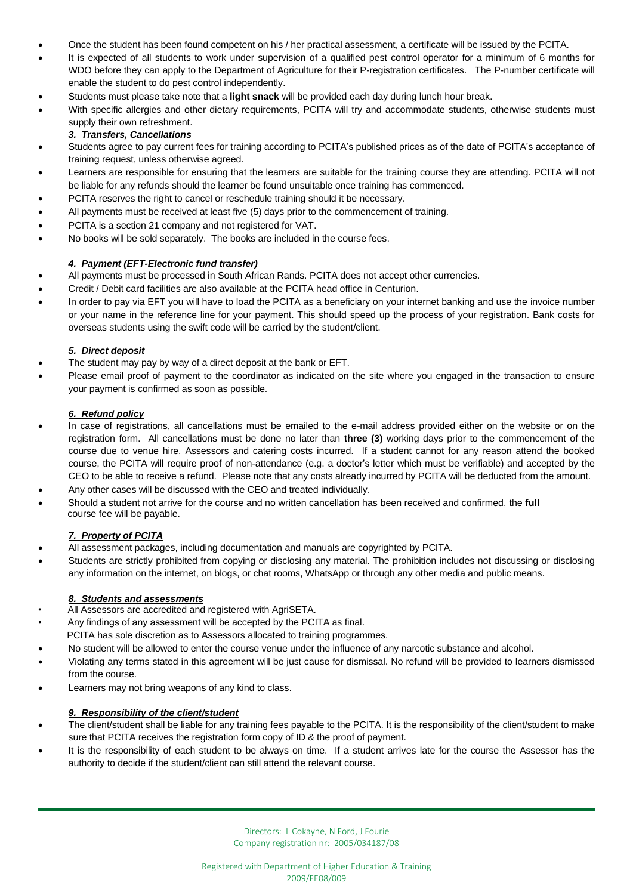- Once the student has been found competent on his / her practical assessment, a certificate will be issued by the PCITA.
- It is expected of all students to work under supervision of a qualified pest control operator for a minimum of 6 months for WDO before they can apply to the Department of Agriculture for their P-registration certificates. The P-number certificate will enable the student to do pest control independently.
- Students must please take note that a **light snack** will be provided each day during lunch hour break.
- With specific allergies and other dietary requirements, PCITA will try and accommodate students, otherwise students must supply their own refreshment.

### ***3. Transfers, Cancellations***

- Students agree to pay current fees for training according to PCITA's published prices as of the date of PCITA's acceptance of training request, unless otherwise agreed.
- Learners are responsible for ensuring that the learners are suitable for the training course they are attending. PCITA will not be liable for any refunds should the learner be found unsuitable once training has commenced.
- PCITA reserves the right to cancel or reschedule training should it be necessary.
- All payments must be received at least five (5) days prior to the commencement of training.
- PCITA is a section 21 company and not registered for VAT.
- No books will be sold separately. The books are included in the course fees.

### ***4. Payment (EFT-Electronic fund transfer)***

- All payments must be processed in South African Rands. PCITA does not accept other currencies.
- Credit / Debit card facilities are also available at the PCITA head office in Centurion.
- In order to pay via EFT you will have to load the PCITA as a beneficiary on your internet banking and use the invoice number or your name in the reference line for your payment. This should speed up the process of your registration. Bank costs for overseas students using the swift code will be carried by the student/client.

### ***5. Direct deposit***

- The student may pay by way of a direct deposit at the bank or EFT.
- Please email proof of payment to the coordinator as indicated on the site where you engaged in the transaction to ensure your payment is confirmed as soon as possible.

### ***6. Refund policy***

- In case of registrations, all cancellations must be emailed to the e-mail address provided either on the website or on the registration form. All cancellations must be done no later than **three (3)** working days prior to the commencement of the course due to venue hire, Assessors and catering costs incurred. If a student cannot for any reason attend the booked course, the PCITA will require proof of non-attendance (e.g. a doctor's letter which must be verifiable) and accepted by the CEO to be able to receive a refund. Please note that any costs already incurred by PCITA will be deducted from the amount.
- Any other cases will be discussed with the CEO and treated individually.
- Should a student not arrive for the course and no written cancellation has been received and confirmed, the **full** course fee will be payable.

### ***7. Property of PCITA***

- All assessment packages, including documentation and manuals are copyrighted by PCITA.
- Students are strictly prohibited from copying or disclosing any material. The prohibition includes not discussing or disclosing any information on the internet, on blogs, or chat rooms, WhatsApp or through any other media and public means.

### ***8. Students and assessments***

- All Assessors are accredited and registered with AgriSETA.
- Any findings of any assessment will be accepted by the PCITA as final.
  PCITA has sole discretion as to Assessors allocated to training programmes.
- No student will be allowed to enter the course venue under the influence of any narcotic substance and alcohol.
- Violating any terms stated in this agreement will be just cause for dismissal. No refund will be provided to learners dismissed from the course.
- Learners may not bring weapons of any kind to class.

### ***9. Responsibility of the client/student***

- The client/student shall be liable for any training fees payable to the PCITA. It is the responsibility of the client/student to make sure that PCITA receives the registration form copy of ID & the proof of payment.
- It is the responsibility of each student to be always on time. If a student arrives late for the course the Assessor has the authority to decide if the student/client can still attend the relevant course.

Directors: L Cokayne, N Ford, J Fourie
Company registration nr: 2005/034187/08

Registered with Department of Higher Education & Training
2009/FE08/009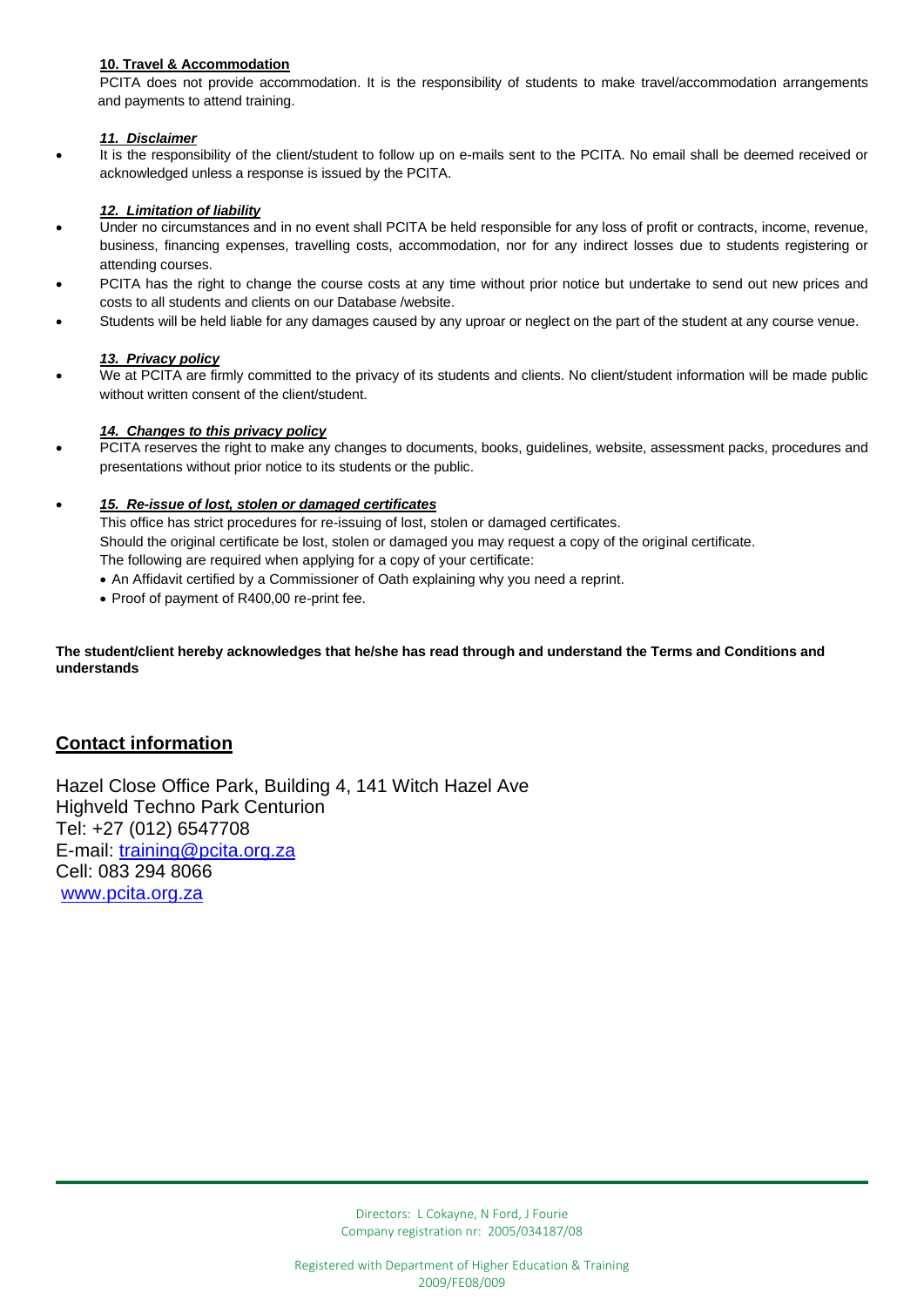#### 10. Travel & Accommodation

PCITA does not provide accommodation. It is the responsibility of students to make travel/accommodation arrangements and payments to attend training.

#### *11. Disclaimer*

- It is the responsibility of the client/student to follow up on e-mails sent to the PCITA. No email shall be deemed received or acknowledged unless a response is issued by the PCITA.

#### *12. Limitation of liability*

- Under no circumstances and in no event shall PCITA be held responsible for any loss of profit or contracts, income, revenue, business, financing expenses, travelling costs, accommodation, nor for any indirect losses due to students registering or attending courses.
- PCITA has the right to change the course costs at any time without prior notice but undertake to send out new prices and costs to all students and clients on our Database /website.
- Students will be held liable for any damages caused by any uproar or neglect on the part of the student at any course venue.

#### *13. Privacy policy*

- We at PCITA are firmly committed to the privacy of its students and clients. No client/student information will be made public without written consent of the client/student.

#### *14. Changes to this privacy policy*

- PCITA reserves the right to make any changes to documents, books, guidelines, website, assessment packs, procedures and presentations without prior notice to its students or the public.

- ***15. Re-issue of lost, stolen or damaged certificates***

  This office has strict procedures for re-issuing of lost, stolen or damaged certificates.
  Should the original certificate be lost, stolen or damaged you may request a copy of the original certificate.
  The following are required when applying for a copy of your certificate:
  - An Affidavit certified by a Commissioner of Oath explaining why you need a reprint.
  - Proof of payment of R400,00 re-print fee.

**The student/client hereby acknowledges that he/she has read through and understand the Terms and Conditions and understands**

## Contact information

Hazel Close Office Park, Building 4, 141 Witch Hazel Ave
Highveld Techno Park Centurion
Tel: +27 (012) 6547708
E-mail: training@pcita.org.za
Cell: 083 294 8066
www.pcita.org.za

Directors: L Cokayne, N Ford, J Fourie
Company registration nr: 2005/034187/08

Registered with Department of Higher Education & Training
2009/FE08/009